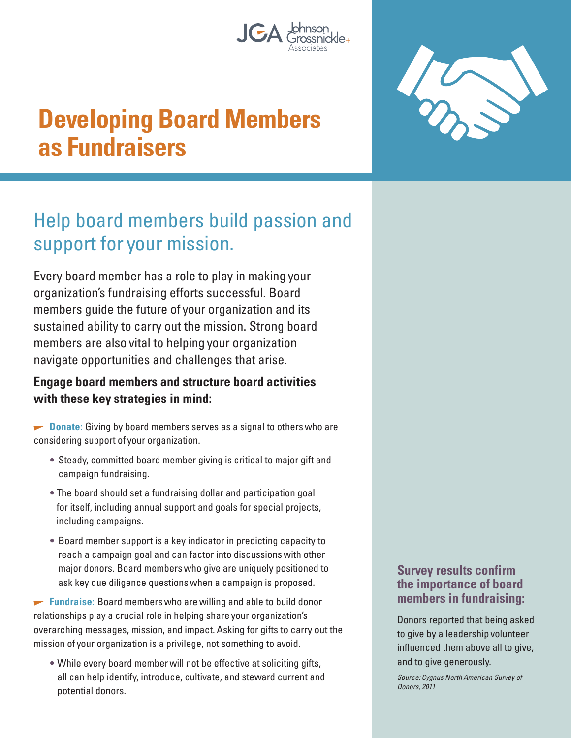# Developing Board Members as Fundraisers

## Help board members build passion and support for your mission.

Every board member has a role to play in making your organization's fundraising efforts successful. Board members guide the future of your organization and its sustained ability to carry out the mission. Strong board members are also vital to helping your organization navigate opportunities and challenges that arise.

**Engage board members and structure board activities with these key strategies in mind:**

**Donate:** Giving by board members serves as a signal to others who are considering support of your organization.

- Steady, committed board member giving is critical to major gift and campaign fundraising.
- The board should set a fundraising dollar and participation goal for itself, including annual support and goals for special projects, including campaigns.
- Board member support is a key indicator in predicting capacity to reach a campaign goal and can factor into discussions with other major donors. Board members who give are uniquely positioned to ask key due diligence questions when a campaign is proposed.

**Fundraise:** Board members who are willing and able to build donor relationships play a crucial role in helping share your organization's overarching messages, mission, and impact. Asking for gifts to carry out the mission of your organization is a privilege, not something to avoid.

- While every board member will not be effective at soliciting gifts, all can help identify, introduce, cultivate, and steward current and potential donors.

### Survey results confirm the importance of board members in fundraising:

Donors reported that being asked to give by a leadership volunteer influenced them above all to give, and to give generously.

*Source: Cygnus North American Survey of Donors, 2011*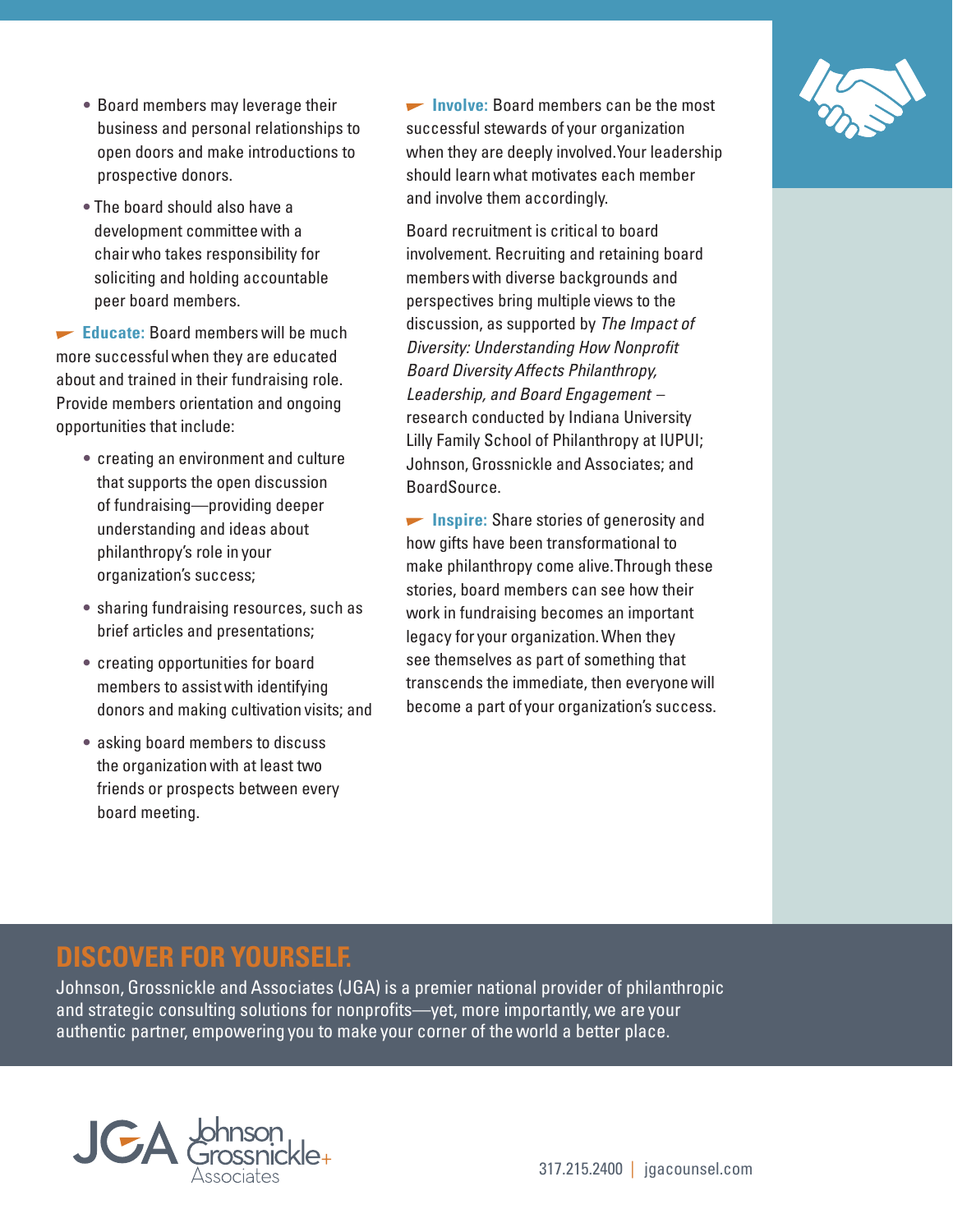- Board members may leverage their business and personal relationships to open doors and make introductions to prospective donors.
- The board should also have a development committee with a chair who takes responsibility for soliciting and holding accountable peer board members.

**Educate:** Board members will be much more successful when they are educated about and trained in their fundraising role. Provide members orientation and ongoing opportunities that include:

- creating an environment and culture that supports the open discussion of fundraising—providing deeper understanding and ideas about philanthropy's role in your organization's success;
- sharing fundraising resources, such as brief articles and presentations;
- creating opportunities for board members to assist with identifying donors and making cultivation visits; and
- asking board members to discuss the organization with at least two friends or prospects between every board meeting.

**Involve:** Board members can be the most successful stewards of your organization when they are deeply involved. Your leadership should learn what motivates each member and involve them accordingly.

Board recruitment is critical to board involvement. Recruiting and retaining board members with diverse backgrounds and perspectives bring multiple views to the discussion, as supported by *The Impact of Diversity: Understanding How Nonprofit Board Diversity Affects Philanthropy, Leadership, and Board Engagement* – research conducted by Indiana University Lilly Family School of Philanthropy at IUPUI; Johnson, Grossnickle and Associates; and BoardSource.

**Inspire:** Share stories of generosity and how gifts have been transformational to make philanthropy come alive. Through these stories, board members can see how their work in fundraising becomes an important legacy for your organization. When they see themselves as part of something that transcends the immediate, then everyone will become a part of your organization's success.

## DISCOVER FOR YOURSELF.

Johnson, Grossnickle and Associates (JGA) is a premier national provider of philanthropic and strategic consulting solutions for nonprofits—yet, more importantly, we are your authentic partner, empowering you to make your corner of the world a better place.

JGA Johnson Grossnickle+ Associates

317.215.2400 | jgacounsel.com